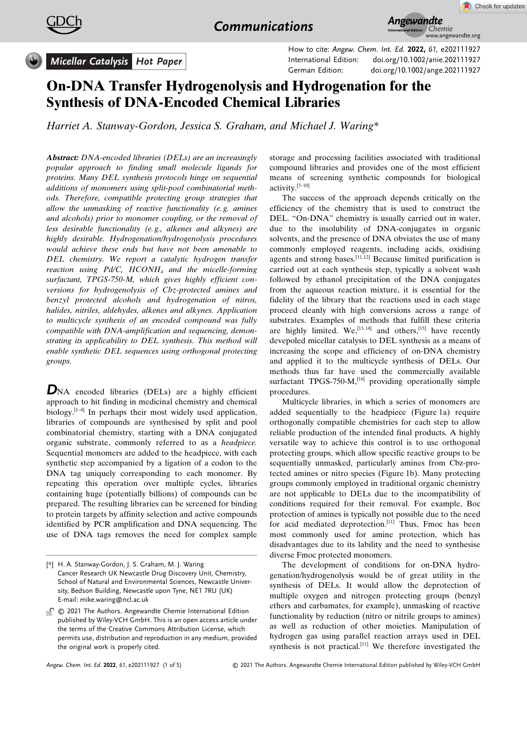Micellar Catalysis | Hot Paper

How to cite: *Angew. Chem. Int. Ed.* **2022**, *61*, e202111927
International Edition: doi.org/10.1002/anie.202111927
German Edition: doi.org/10.1002/ange.202111927

# On-DNA Transfer Hydrogenolysis and Hydrogenation for the Synthesis of DNA-Encoded Chemical Libraries

*Harriet A. Stanway-Gordon, Jessica S. Graham, and Michael J. Waring\**

***Abstract:*** *DNA-encoded libraries (DELs) are an increasingly popular approach to finding small molecule ligands for proteins. Many DEL synthesis protocols hinge on sequential additions of monomers using split-pool combinatorial methods. Therefore, compatible protecting group strategies that allow the unmasking of reactive functionality (e.g. amines and alcohols) prior to monomer coupling, or the removal of less desirable functionality (e.g., alkenes and alkynes) are highly desirable. Hydrogenation/hydrogenolysis procedures would achieve these ends but have not been amenable to DEL chemistry. We report a catalytic hydrogen transfer reaction using Pd/C, $HCONH_4$ and the micelle-forming surfactant, TPGS-750-M, which gives highly efficient conversions for hydrogenolysis of Cbz-protected amines and benzyl protected alcohols and hydrogenation of nitros, halides, nitriles, aldehydes, alkenes and alkynes. Application to multicycle synthesis of an encoded compound was fully compatible with DNA-amplification and sequencing, demonstrating its applicability to DEL synthesis. This method will enable synthetic DEL sequences using orthogonal protecting groups.*

**D**NA encoded libraries (DELs) are a highly efficient approach to hit finding in medicinal chemistry and chemical biology.[1–4] In perhaps their most widely used application, libraries of compounds are synthesised by split and pool combinatorial chemistry, starting with a DNA conjugated organic substrate, commonly referred to as a *headpiece.* Sequential monomers are added to the headpiece, with each synthetic step accompanied by a ligation of a codon to the DNA tag uniquely corresponding to each monomer. By repeating this operation over multiple cycles, libraries containing huge (potentially billions) of compounds can be prepared. The resulting libraries can be screened for binding to protein targets by affinity selection and active compounds identified by PCR amplification and DNA sequencing. The use of DNA tags removes the need for complex sample storage and processing facilities associated with traditional compound libraries and provides one of the most efficient means of screening synthetic compounds for biological activity.[5–10]

The success of the approach depends critically on the efficiency of the chemistry that is used to construct the DEL. "On-DNA" chemistry is usually carried out in water, due to the insolubility of DNA-conjugates in organic solvents, and the presence of DNA obviates the use of many commonly employed reagents, including acids, oxidising agents and strong bases.[11,12] Because limited purification is carried out at each synthesis step, typically a solvent wash followed by ethanol precipitation of the DNA conjugates from the aqueous reaction mixture, it is essential for the fidelity of the library that the reactions used in each stage proceed cleanly with high conversions across a range of substrates. Examples of methods that fulfill these criteria are highly limited. We,[13,14] and others,[15] have recently devepoled micellar catalysis to DEL synthesis as a means of increasing the scope and efficiency of on-DNA chemistry and applied it to the multicycle synthesis of DELs. Our methods thus far have used the commercially available surfactant TPGS-750-M,[16] providing operationally simple procedures.

Multicycle libraries, in which a series of monomers are added sequentially to the headpiece (Figure 1a) require orthogonally compatible chemistries for each step to allow reliable production of the intended final products. A highly versatile way to achieve this control is to use orthogonal protecting groups, which allow specific reactive groups to be sequentially unmasked, particularly amines from Cbz-protected amines or nitro species (Figure 1b). Many protecting groups commonly employed in traditional organic chemistry are not applicable to DELs due to the incompatibility of conditions required for their removal. For example, Boc protection of amines is typically not possible due to the need for acid mediated deprotection.[11] Thus, Fmoc has been most commonly used for amine protection, which has disadvantages due to its lability and the need to synthesise diverse Fmoc protected monomers.

The development of conditions for on-DNA hydrogenation/hydrogenolysis would be of great utility in the synthesis of DELs. It would allow the deprotection of multiple oxygen and nitrogen protecting groups (benzyl ethers and carbamates, for example), unmasking of reactive functionality by reduction (nitro or nitrile groups to amines) as well as reduction of other moieties. Manipulation of hydrogen gas using parallel reaction arrays used in DEL synthesis is not practical.[11] We therefore investigated the

[\*] H. A. Stanway-Gordon, J. S. Graham, M. J. Waring
Cancer Research UK Newcastle Drug Discovery Unit, Chemistry, School of Natural and Environmental Sciences, Newcastle University, Bedson Building, Newcastle upon Tyne, NE1 7RU (UK)
E-mail: mike.waring@ncl.ac.uk

© 2021 The Authors. Angewandte Chemie International Edition published by Wiley-VCH GmbH. This is an open access article under the terms of the Creative Commons Attribution License, which permits use, distribution and reproduction in any medium, provided the original work is properly cited.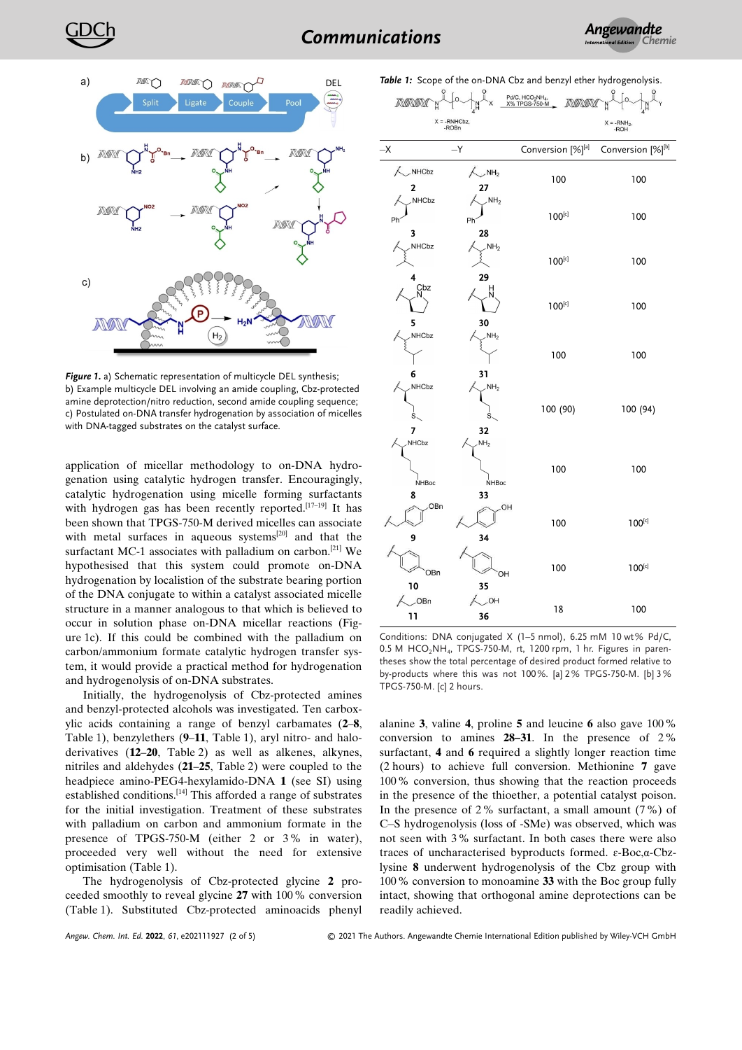*Figure 1.* a) Schematic representation of multicycle DEL synthesis; b) Example multicycle DEL involving an amide coupling, Cbz-protected amine deprotection/nitro reduction, second amide coupling sequence; c) Postulated on-DNA transfer hydrogenation by association of micelles with DNA-tagged substrates on the catalyst surface.

application of micellar methodology to on-DNA hydrogenation using catalytic hydrogen transfer. Encouragingly, catalytic hydrogenation using micelle forming surfactants with hydrogen gas has been recently reported.[17–19] It has been shown that TPGS-750-M derived micelles can associate with metal surfaces in aqueous systems[20] and that the surfactant MC-1 associates with palladium on carbon.[21] We hypothesised that this system could promote on-DNA hydrogenation by localisation of the substrate bearing portion of the DNA conjugate to within a catalyst associated micelle structure in a manner analogous to that which is believed to occur in solution phase on-DNA micellar reactions (Figure 1c). If this could be combined with the palladium on carbon/ammonium formate catalytic hydrogen transfer system, it would provide a practical method for hydrogenation and hydrogenolysis of on-DNA substrates.

Initially, the hydrogenolysis of Cbz-protected amines and benzyl-protected alcohols was investigated. Ten carboxylic acids containing a range of benzyl carbamates (**2**–**8**, Table 1), benzylethers (**9**–**11**, Table 1), aryl nitro- and halo-derivatives (**12**–**20**, Table 2) as well as alkenes, alkynes, nitriles and aldehydes (**21**–**25**, Table 2) were coupled to the headpiece amino-PEG4-hexylamido-DNA **1** (see SI) using established conditions.[14] This afforded a range of substrates for the initial investigation. Treatment of these substrates with palladium on carbon and ammonium formate in the presence of TPGS-750-M (either 2 or 3% in water), proceeded very well without the need for extensive optimisation (Table 1).

The hydrogenolysis of Cbz-protected glycine **2** proceeded smoothly to reveal glycine **27** with 100% conversion (Table 1). Substituted Cbz-protected aminoacids phenyl alanine **3**, valine **4**, proline **5** and leucine **6** also gave 100% conversion to amines **28**–**31**. In the presence of 2% surfactant, **4** and **6** required a slightly longer reaction time (2 hours) to achieve full conversion. Methionine **7** gave 100% conversion, thus showing that the reaction proceeds in the presence of the thioether, a potential catalyst poison. In the presence of 2% surfactant, a small amount (7%) of C–S hydrogenolysis (loss of -SMe) was observed, which was not seen with 3% surfactant. In both cases there were also traces of uncharacterised byproducts formed. ε-Boc,α-Cbz-lysine **8** underwent hydrogenolysis of the Cbz group with 100% conversion to monoamine **33** with the Boc group fully intact, showing that orthogonal amine deprotections can be readily achieved.

*Table 1:* Scope of the on-DNA Cbz and benzyl ether hydrogenolysis.

(Scheme: DNA–NH–C(O)–[PEG]$_4$–NH–C(O)–X → Pd/C, $HCO_2NH_4$, X% TPGS-750-M → DNA–NH–C(O)–[PEG]$_4$–NH–C(O)–Y; X = -RNHCbz, -ROBn; Y = -RNH$_2$, -ROH)

| –X | –Y | Conversion [%][a] | Conversion [%][b] |
|---|---|---|---|
| **2** (CH$_2$NHCbz) | **27** (CH$_2$NH$_2$) | 100 | 100 |
| **3** (Phe, NHCbz) | **28** (Phe, NH$_2$) | 100[c] | 100 |
| **4** (Val, NHCbz) | **29** (Val, NH$_2$) | 100[c] | 100 |
| **5** (Pro, N-Cbz) | **30** (Pro, NH) | 100[c] | 100 |
| **6** (Leu, NHCbz) | **31** (Leu, NH$_2$) | 100 | 100 |
| **7** (Met, NHCbz) | **32** (Met, NH$_2$) | 100 (90) | 100 (94) |
| **8** (Lys(Boc), NHCbz) | **33** (Lys(Boc), NH$_2$) | 100 | 100 |
| **9** (aryl OBn) | **34** (aryl OH) | 100 | 100[c] |
| **10** (aryl OBn) | **35** (aryl OH) | 100 | 100[c] |
| **11** (CH$_2$OBn) | **36** (CH$_2$OH) | 18 | 100 |

Conditions: DNA conjugated X (1–5 nmol), 6.25 mM 10 wt% Pd/C, 0.5 M $HCO_2NH_4$, TPGS-750-M, rt, 1200 rpm, 1 hr. Figures in parentheses show the total percentage of desired product formed relative to by-products where this was not 100%. [a] 2% TPGS-750-M. [b] 3% TPGS-750-M. [c] 2 hours.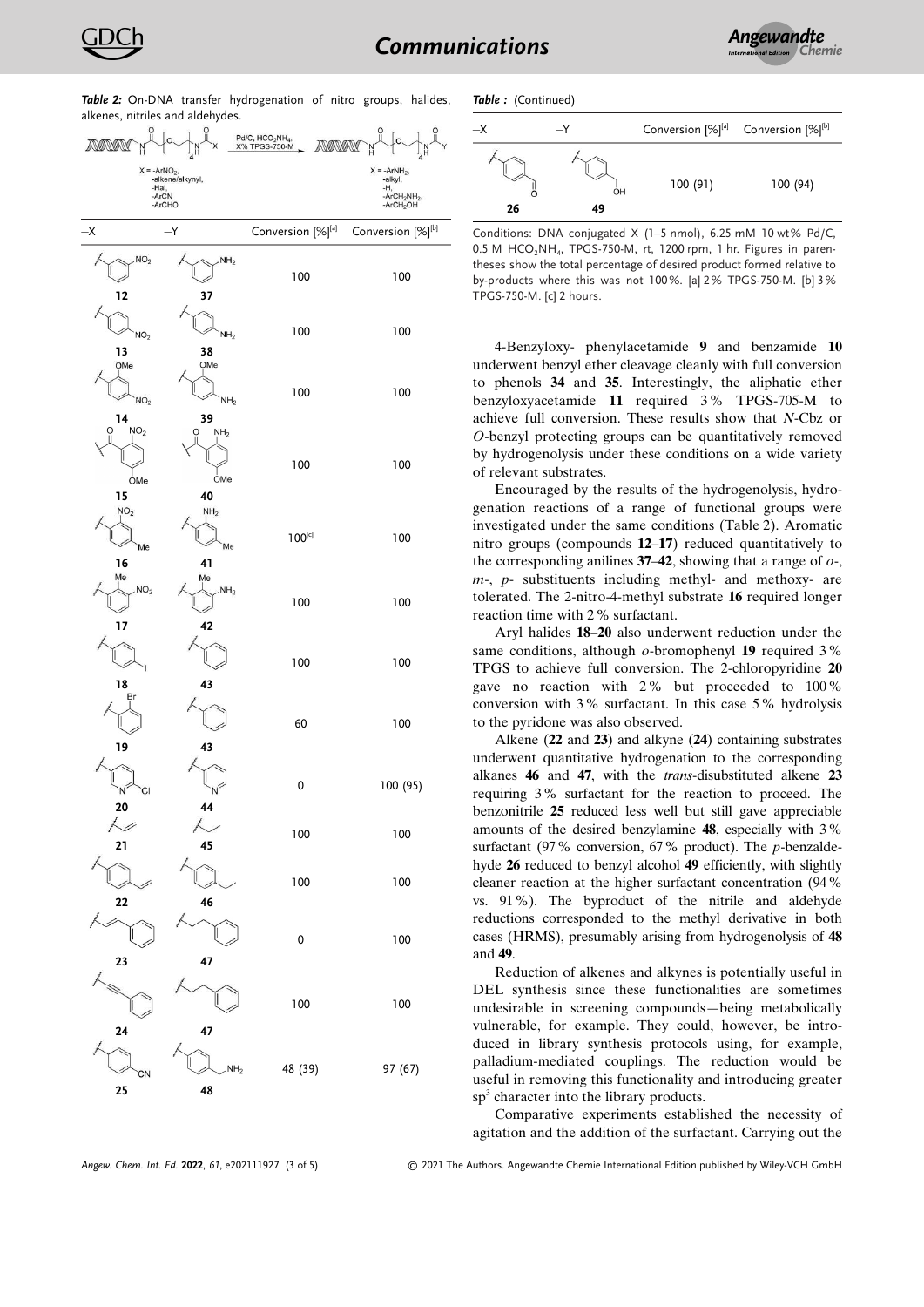**Table 2:** On-DNA transfer hydrogenation of nitro groups, halides, alkenes, nitriles and aldehydes.

| –X | –Y | Conversion [%][a] | Conversion [%][b] |
|---|---|---|---|
| 12 | 37 | 100 | 100 |
| 13 | 38 | 100 | 100 |
| 14 | 39 | 100 | 100 |
| 15 | 40 | 100 | 100 |
| 16 | 41 | 100[c] | 100 |
| 17 | 42 | 100 | 100 |
| 18 | 43 | 100 | 100 |
| 19 | 43 | 60 | 100 |
| 20 | 44 | 0 | 100 (95) |
| 21 | 45 | 100 | 100 |
| 22 | 46 | 100 | 100 |
| 23 | 47 | 0 | 100 |
| 24 | 47 | 100 | 100 |
| 25 | 48 | 48 (39) | 97 (67) |
| 26 | 49 | 100 (91) | 100 (94) |

Conditions: DNA conjugated X (1–5 nmol), 6.25 mM 10 wt% Pd/C, 0.5 M $HCO_2NH_4$, TPGS-750-M, rt, 1200 rpm, 1 hr. Figures in parentheses show the total percentage of desired product formed relative to by-products where this was not 100%. [a] 2% TPGS-750-M. [b] 3% TPGS-750-M. [c] 2 hours.

4-Benzyloxy- phenylacetamide **9** and benzamide **10** underwent benzyl ether cleavage cleanly with full conversion to phenols **34** and **35**. Interestingly, the aliphatic ether benzyloxyacetamide **11** required 3% TPGS-705-M to achieve full conversion. These results show that *N*-Cbz or *O*-benzyl protecting groups can be quantitatively removed by hydrogenolysis under these conditions on a wide variety of relevant substrates.

Encouraged by the results of the hydrogenolysis, hydrogenation reactions of a range of functional groups were investigated under the same conditions (Table 2). Aromatic nitro groups (compounds **12**–**17**) reduced quantitatively to the corresponding anilines **37**–**42**, showing that a range of *o*-, *m*-, *p*- substituents including methyl- and methoxy- are tolerated. The 2-nitro-4-methyl substrate **16** required longer reaction time with 2% surfactant.

Aryl halides **18**–**20** also underwent reduction under the same conditions, although *o*-bromophenyl **19** required 3% TPGS to achieve full conversion. The 2-chloropyridine **20** gave no reaction with 2% but proceeded to 100% conversion with 3% surfactant. In this case 5% hydrolysis to the pyridone was also observed.

Alkene (**22** and **23**) and alkyne (**24**) containing substrates underwent quantitative hydrogenation to the corresponding alkanes **46** and **47**, with the *trans*-disubstituted alkene **23** requiring 3% surfactant for the reaction to proceed. The benzonitrile **25** reduced less well but still gave appreciable amounts of the desired benzylamine **48**, especially with 3% surfactant (97% conversion, 67% product). The *p*-benzaldehyde **26** reduced to benzyl alcohol **49** efficiently, with slightly cleaner reaction at the higher surfactant concentration (94% vs. 91%). The byproduct of the nitrile and aldehyde reductions corresponded to the methyl derivative in both cases (HRMS), presumably arising from hydrogenolysis of **48** and **49**.

Reduction of alkenes and alkynes is potentially useful in DEL synthesis since these functionalities are sometimes undesirable in screening compounds—being metabolically vulnerable, for example. They could, however, be introduced in library synthesis protocols using, for example, palladium-mediated couplings. The reduction would be useful in removing this functionality and introducing greater $sp^3$ character into the library products.

Comparative experiments established the necessity of agitation and the addition of the surfactant. Carrying out the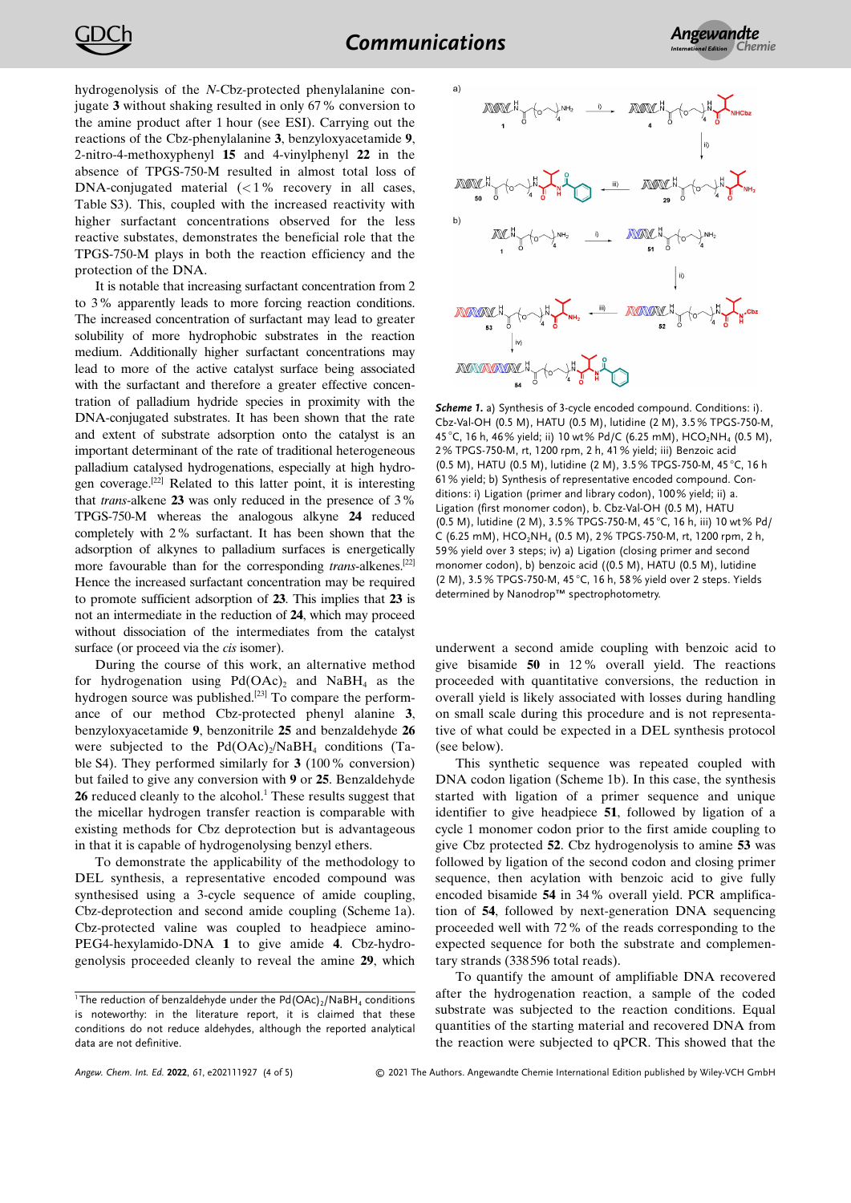hydrogenolysis of the *N*-Cbz-protected phenylalanine conjugate **3** without shaking resulted in only 67 % conversion to the amine product after 1 hour (see ESI). Carrying out the reactions of the Cbz-phenylalanine **3**, benzyloxyacetamide **9**, 2-nitro-4-methoxyphenyl **15** and 4-vinylphenyl **22** in the absence of TPGS-750-M resulted in almost total loss of DNA-conjugated material (<1 % recovery in all cases, Table S3). This, coupled with the increased reactivity with higher surfactant concentrations observed for the less reactive substates, demonstrates the beneficial role that the TPGS-750-M plays in both the reaction efficiency and the protection of the DNA.

It is notable that increasing surfactant concentration from 2 to 3 % apparently leads to more forcing reaction conditions. The increased concentration of surfactant may lead to greater solubility of more hydrophobic substrates in the reaction medium. Additionally higher surfactant concentrations may lead to more of the active catalyst surface being associated with the surfactant and therefore a greater effective concentration of palladium hydride species in proximity with the DNA-conjugated substrates. It has been shown that the rate and extent of substrate adsorption onto the catalyst is an important determinant of the rate of traditional heterogeneous palladium catalysed hydrogenations, especially at high hydrogen coverage.[22] Related to this latter point, it is interesting that *trans*-alkene **23** was only reduced in the presence of 3 % TPGS-750-M whereas the analogous alkyne **24** reduced completely with 2 % surfactant. It has been shown that the adsorption of alkynes to palladium surfaces is energetically more favourable than for the corresponding *trans*-alkenes.[22] Hence the increased surfactant concentration may be required to promote sufficient adsorption of **23**. This implies that **23** is not an intermediate in the reduction of **24**, which may proceed without dissociation of the intermediates from the catalyst surface (or proceed via the *cis* isomer).

During the course of this work, an alternative method for hydrogenation using $Pd(OAc)_2$ and $NaBH_4$ as the hydrogen source was published.[23] To compare the performance of our method Cbz-protected phenyl alanine **3**, benzyloxyacetamide **9**, benzonitrile **25** and benzaldehyde **26** were subjected to the $Pd(OAc)_2/NaBH_4$ conditions (Table S4). They performed similarly for **3** (100 % conversion) but failed to give any conversion with **9** or **25**. Benzaldehyde **26** reduced cleanly to the alcohol.[1] These results suggest that the micellar hydrogen transfer reaction is comparable with existing methods for Cbz deprotection but is advantageous in that it is capable of hydrogenolysing benzyl ethers.

To demonstrate the applicability of the methodology to DEL synthesis, a representative encoded compound was synthesised using a 3-cycle sequence of amide coupling, Cbz-deprotection and second amide coupling (Scheme 1a). Cbz-protected valine was coupled to headpiece amino-PEG4-hexylamido-DNA **1** to give amide **4**. Cbz-hydrogenolysis proceeded cleanly to reveal the amine **29**, which underwent a second amide coupling with benzoic acid to give bisamide **50** in 12 % overall yield. The reactions proceeded with quantitative conversions, the reduction in overall yield is likely associated with losses during handling on small scale during this procedure and is not representative of what could be expected in a DEL synthesis protocol (see below).

**Scheme 1.** a) Synthesis of 3-cycle encoded compound. Conditions: i). Cbz-Val-OH (0.5 M), HATU (0.5 M), lutidine (2 M), 3.5 % TPGS-750-M, 45 °C, 16 h, 46 % yield; ii) 10 wt % Pd/C (6.25 mM), $HCO_2NH_4$ (0.5 M), 2 % TPGS-750-M, rt, 1200 rpm, 2 h, 41 % yield; iii) Benzoic acid (0.5 M), HATU (0.5 M), lutidine (2 M), 3.5 % TPGS-750-M, 45 °C, 16 h 61 % yield; b) Synthesis of representative encoded compound. Conditions: i) Ligation (primer and library codon), 100 % yield; ii) a. Ligation (first monomer codon), b. Cbz-Val-OH (0.5 M), HATU (0.5 M), lutidine (2 M), 3.5 % TPGS-750-M, 45 °C, 16 h, iii) 10 wt % Pd/C (6.25 mM), $HCO_2NH_4$ (0.5 M), 2 % TPGS-750-M, rt, 1200 rpm, 2 h, 59 % yield over 3 steps; iv) a) Ligation (closing primer and second monomer codon), b) benzoic acid ((0.5 M), HATU (0.5 M), lutidine (2 M), 3.5 % TPGS-750-M, 45 °C, 16 h, 58 % yield over 2 steps. Yields determined by Nanodrop™ spectrophotometry.

This synthetic sequence was repeated coupled with DNA codon ligation (Scheme 1b). In this case, the synthesis started with ligation of a primer sequence and unique identifier to give headpiece **51**, followed by ligation of a cycle 1 monomer codon prior to the first amide coupling to give Cbz protected **52**. Cbz hydrogenolysis to amine **53** was followed by ligation of the second codon and closing primer sequence, then acylation with benzoic acid to give fully encoded bisamide **54** in 34 % overall yield. PCR amplification of **54**, followed by next-generation DNA sequencing proceeded well with 72 % of the reads corresponding to the expected sequence for both the substrate and complementary strands (338596 total reads).

To quantify the amount of amplifiable DNA recovered after the hydrogenation reaction, a sample of the coded substrate was subjected to the reaction conditions. Equal quantities of the starting material and recovered DNA from the reaction were subjected to qPCR. This showed that the

[1] The reduction of benzaldehyde under the $Pd(OAc)_2/NaBH_4$ conditions is noteworthy: in the literature report, it is claimed that these conditions do not reduce aldehydes, although the reported analytical data are not definitive.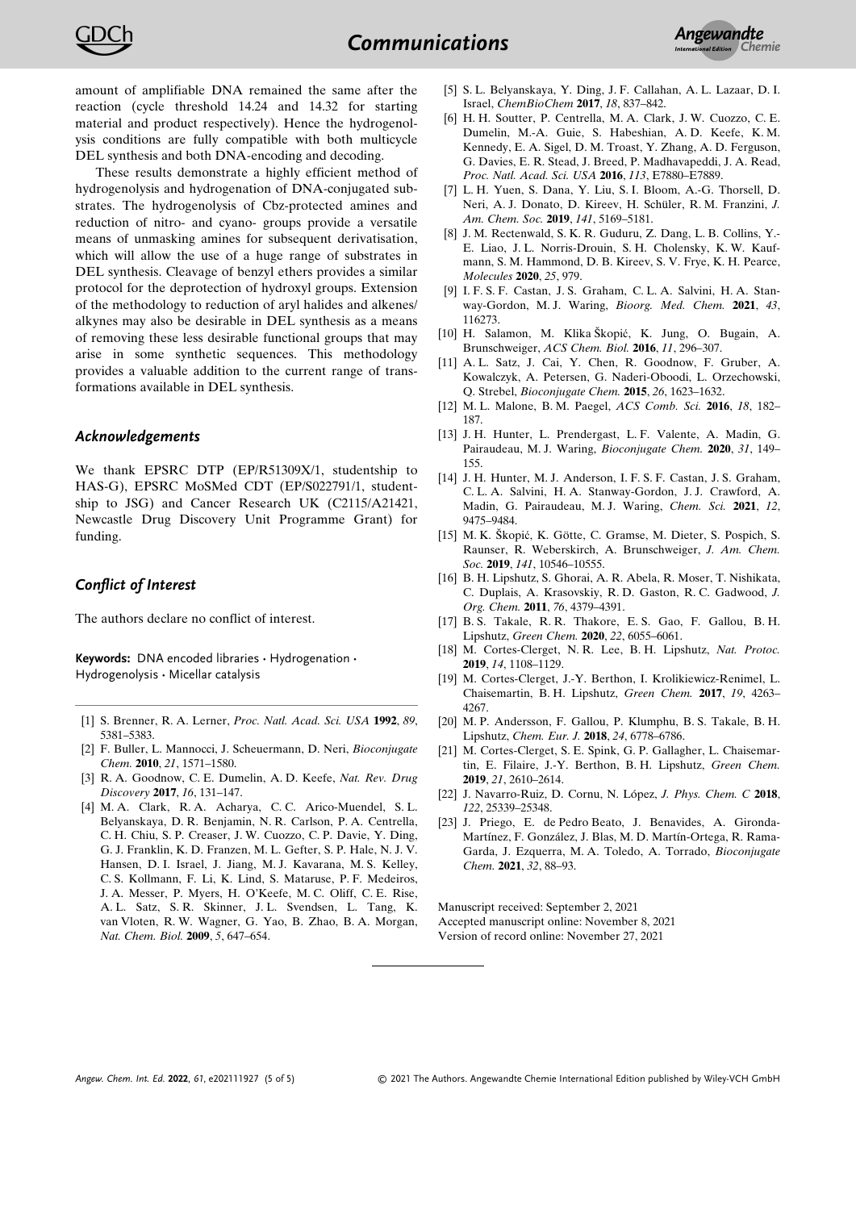amount of amplifiable DNA remained the same after the reaction (cycle threshold 14.24 and 14.32 for starting material and product respectively). Hence the hydrogenolysis conditions are fully compatible with both multicycle DEL synthesis and both DNA-encoding and decoding.

These results demonstrate a highly efficient method of hydrogenolysis and hydrogenation of DNA-conjugated substrates. The hydrogenolysis of Cbz-protected amines and reduction of nitro- and cyano- groups provide a versatile means of unmasking amines for subsequent derivatisation, which will allow the use of a huge range of substrates in DEL synthesis. Cleavage of benzyl ethers provides a similar protocol for the deprotection of hydroxyl groups. Extension of the methodology to reduction of aryl halides and alkenes/alkynes may also be desirable in DEL synthesis as a means of removing these less desirable functional groups that may arise in some synthetic sequences. This methodology provides a valuable addition to the current range of transformations available in DEL synthesis.

## Acknowledgements

We thank EPSRC DTP (EP/R51309X/1, studentship to HAS-G), EPSRC MoSMed CDT (EP/S022791/1, studentship to JSG) and Cancer Research UK (C2115/A21421, Newcastle Drug Discovery Unit Programme Grant) for funding.

## Conflict of Interest

The authors declare no conflict of interest.

**Keywords:** DNA encoded libraries · Hydrogenation · Hydrogenolysis · Micellar catalysis

[1] S. Brenner, R. A. Lerner, *Proc. Natl. Acad. Sci. USA* **1992**, *89*, 5381–5383.
[2] F. Buller, L. Mannocci, J. Scheuermann, D. Neri, *Bioconjugate Chem.* **2010**, *21*, 1571–1580.
[3] R. A. Goodnow, C. E. Dumelin, A. D. Keefe, *Nat. Rev. Drug Discovery* **2017**, *16*, 131–147.
[4] M. A. Clark, R. A. Acharya, C. C. Arico-Muendel, S. L. Belyanskaya, D. R. Benjamin, N. R. Carlson, P. A. Centrella, C. H. Chiu, S. P. Creaser, J. W. Cuozzo, C. P. Davie, Y. Ding, G. J. Franklin, K. D. Franzen, M. L. Gefter, S. P. Hale, N. J. V. Hansen, D. I. Israel, J. Jiang, M. J. Kavarana, M. S. Kelley, C. S. Kollmann, F. Li, K. Lind, S. Mataruse, P. F. Medeiros, J. A. Messer, P. Myers, H. O'Keefe, M. C. Oliff, C. E. Rise, A. L. Satz, S. R. Skinner, J. L. Svendsen, L. Tang, K. van Vloten, R. W. Wagner, G. Yao, B. Zhao, B. A. Morgan, *Nat. Chem. Biol.* **2009**, *5*, 647–654.
[5] S. L. Belyanskaya, Y. Ding, J. F. Callahan, A. L. Lazaar, D. I. Israel, *ChemBioChem* **2017**, *18*, 837–842.
[6] H. H. Soutter, P. Centrella, M. A. Clark, J. W. Cuozzo, C. E. Dumelin, M.-A. Guie, S. Habeshian, A. D. Keefe, K. M. Kennedy, E. A. Sigel, D. M. Troast, Y. Zhang, A. D. Ferguson, G. Davies, E. R. Stead, J. Breed, P. Madhavapeddi, J. A. Read, *Proc. Natl. Acad. Sci. USA* **2016**, *113*, E7880–E7889.
[7] L. H. Yuen, S. Dana, Y. Liu, S. I. Bloom, A.-G. Thorsell, D. Neri, A. J. Donato, D. Kireev, H. Schüler, R. M. Franzini, *J. Am. Chem. Soc.* **2019**, *141*, 5169–5181.
[8] J. M. Rectenwald, S. K. R. Guduru, Z. Dang, L. B. Collins, Y.-E. Liao, J. L. Norris-Drouin, S. H. Cholensky, K. W. Kaufmann, S. M. Hammond, D. B. Kireev, S. V. Frye, K. H. Pearce, *Molecules* **2020**, *25*, 979.
[9] I. F. S. F. Castan, J. S. Graham, C. L. A. Salvini, H. A. Stanway-Gordon, M. J. Waring, *Bioorg. Med. Chem.* **2021**, *43*, 116273.
[10] H. Salamon, M. Klika Škopić, K. Jung, O. Bugain, A. Brunschweiger, *ACS Chem. Biol.* **2016**, *11*, 296–307.
[11] A. L. Satz, J. Cai, Y. Chen, R. Goodnow, F. Gruber, A. Kowalczyk, A. Petersen, G. Naderi-Oboodi, L. Orzechowski, Q. Strebel, *Bioconjugate Chem.* **2015**, *26*, 1623–1632.
[12] M. L. Malone, B. M. Paegel, *ACS Comb. Sci.* **2016**, *18*, 182–187.
[13] J. H. Hunter, L. Prendergast, L. F. Valente, A. Madin, G. Pairaudeau, M. J. Waring, *Bioconjugate Chem.* **2020**, *31*, 149–155.
[14] J. H. Hunter, M. J. Anderson, I. F. S. F. Castan, J. S. Graham, C. L. A. Salvini, H. A. Stanway-Gordon, J. J. Crawford, A. Madin, G. Pairaudeau, M. J. Waring, *Chem. Sci.* **2021**, *12*, 9475–9484.
[15] M. K. Škopić, K. Götte, C. Gramse, M. Dieter, S. Pospich, S. Raunser, R. Weberskirch, A. Brunschweiger, *J. Am. Chem. Soc.* **2019**, *141*, 10546–10555.
[16] B. H. Lipshutz, S. Ghorai, A. R. Abela, R. Moser, T. Nishikata, C. Duplais, A. Krasovskiy, R. D. Gaston, R. C. Gadwood, *J. Org. Chem.* **2011**, *76*, 4379–4391.
[17] B. S. Takale, R. R. Thakore, E. S. Gao, F. Gallou, B. H. Lipshutz, *Green Chem.* **2020**, *22*, 6055–6061.
[18] M. Cortes-Clerget, N. R. Lee, B. H. Lipshutz, *Nat. Protoc.* **2019**, *14*, 1108–1129.
[19] M. Cortes-Clerget, J.-Y. Berthon, I. Krolikiewicz-Renimel, L. Chaisemartin, B. H. Lipshutz, *Green Chem.* **2017**, *19*, 4263–4267.
[20] M. P. Andersson, F. Gallou, P. Klumphu, B. S. Takale, B. H. Lipshutz, *Chem. Eur. J.* **2018**, *24*, 6778–6786.
[21] M. Cortes-Clerget, S. E. Spink, G. P. Gallagher, L. Chaisemartin, E. Filaire, J.-Y. Berthon, B. H. Lipshutz, *Green Chem.* **2019**, *21*, 2610–2614.
[22] J. Navarro-Ruiz, D. Cornu, N. López, *J. Phys. Chem. C* **2018**, *122*, 25339–25348.
[23] J. Priego, E. de Pedro Beato, J. Benavides, A. Gironda-Martínez, F. González, J. Blas, M. D. Martín-Ortega, R. Rama-Garda, J. Ezquerra, M. A. Toledo, A. Torrado, *Bioconjugate Chem.* **2021**, *32*, 88–93.

Manuscript received: September 2, 2021
Accepted manuscript online: November 8, 2021
Version of record online: November 27, 2021